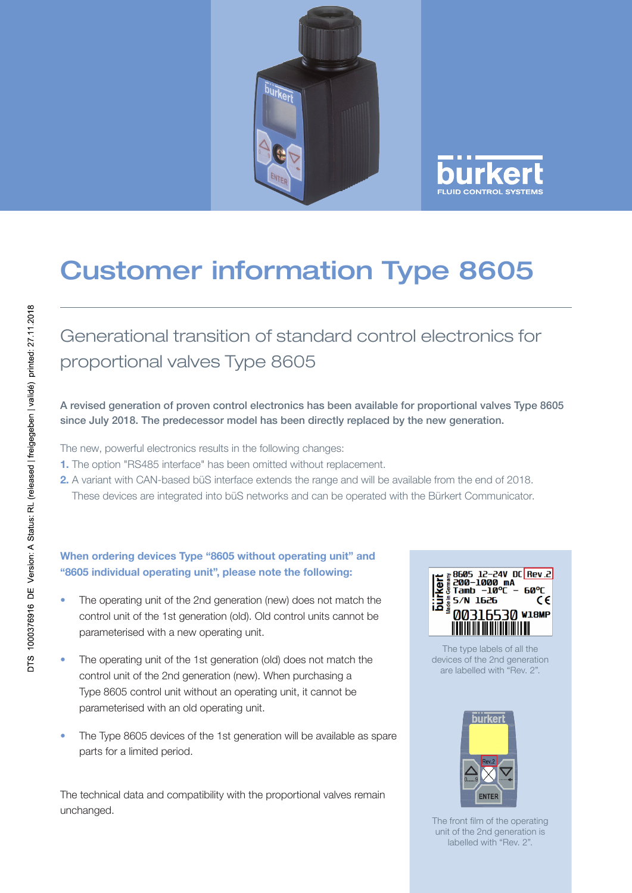# Customer information Type 8605

## Generational transition of standard control electronics for proportional valves Type 8605

**A revised generation of proven control electronics has been available for proportional valves Type 8605 since July 2018. The predecessor model has been directly replaced by the new generation.**

The new, powerful electronics results in the following changes:

1. The option "RS485 interface" has been omitted without replacement.
2. A variant with CAN-based büS interface extends the range and will be available from the end of 2018. These devices are integrated into büS networks and can be operated with the Bürkert Communicator.

### When ordering devices Type "8605 without operating unit" and "8605 individual operating unit", please note the following:

- The operating unit of the 2nd generation (new) does not match the control unit of the 1st generation (old). Old control units cannot be parameterised with a new operating unit.
- The operating unit of the 1st generation (old) does not match the control unit of the 2nd generation (new). When purchasing a Type 8605 control unit without an operating unit, it cannot be parameterised with an old operating unit.
- The Type 8605 devices of the 1st generation will be available as spare parts for a limited period.

The technical data and compatibility with the proportional valves remain unchanged.

The type labels of all the devices of the 2nd generation are labelled with "Rev. 2".

The front film of the operating unit of the 2nd generation is labelled with "Rev. 2".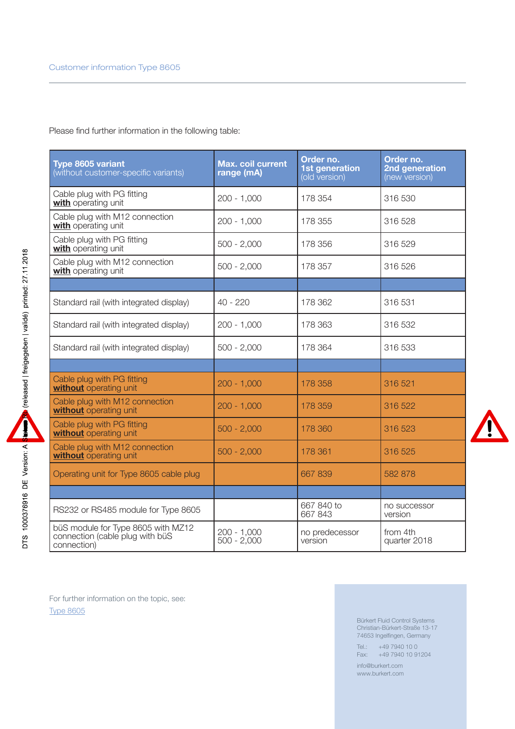Please find further information in the following table:

| **Type 8605 variant** (without customer-specific variants) | **Max. coil current range (mA)** | **Order no. 1st generation** (old version) | **Order no. 2nd generation** (new version) |
|---|---|---|---|
| Cable plug with PG fitting **with** operating unit | 200 - 1,000 | 178 354 | 316 530 |
| Cable plug with M12 connection **with** operating unit | 200 - 1,000 | 178 355 | 316 528 |
| Cable plug with PG fitting **with** operating unit | 500 - 2,000 | 178 356 | 316 529 |
| Cable plug with M12 connection **with** operating unit | 500 - 2,000 | 178 357 | 316 526 |
| | | | |
| Standard rail (with integrated display) | 40 - 220 | 178 362 | 316 531 |
| Standard rail (with integrated display) | 200 - 1,000 | 178 363 | 316 532 |
| Standard rail (with integrated display) | 500 - 2,000 | 178 364 | 316 533 |
| | | | |
| Cable plug with PG fitting **without** operating unit | 200 - 1,000 | 178 358 | 316 521 |
| Cable plug with M12 connection **without** operating unit | 200 - 1,000 | 178 359 | 316 522 |
| Cable plug with PG fitting **without** operating unit | 500 - 2,000 | 178 360 | 316 523 |
| Cable plug with M12 connection **without** operating unit | 500 - 2,000 | 178 361 | 316 525 |
| Operating unit for Type 8605 cable plug | | 667 839 | 582 878 |
| | | | |
| RS232 or RS485 module for Type 8605 | | 667 840 to 667 843 | no successor version |
| büS module for Type 8605 with MZ12 connection (cable plug with büS connection) | 200 - 1,000 500 - 2,000 | no predecessor version | from 4th quarter 2018 |

For further information on the topic, see:
[Type 8605]

Bürkert Fluid Control Systems
Christian-Bürkert-Straße 13-17
74653 Ingelfingen, Germany

Tel.: +49 7940 10 0
Fax: +49 7940 10 91204

info@burkert.com
www.burkert.com